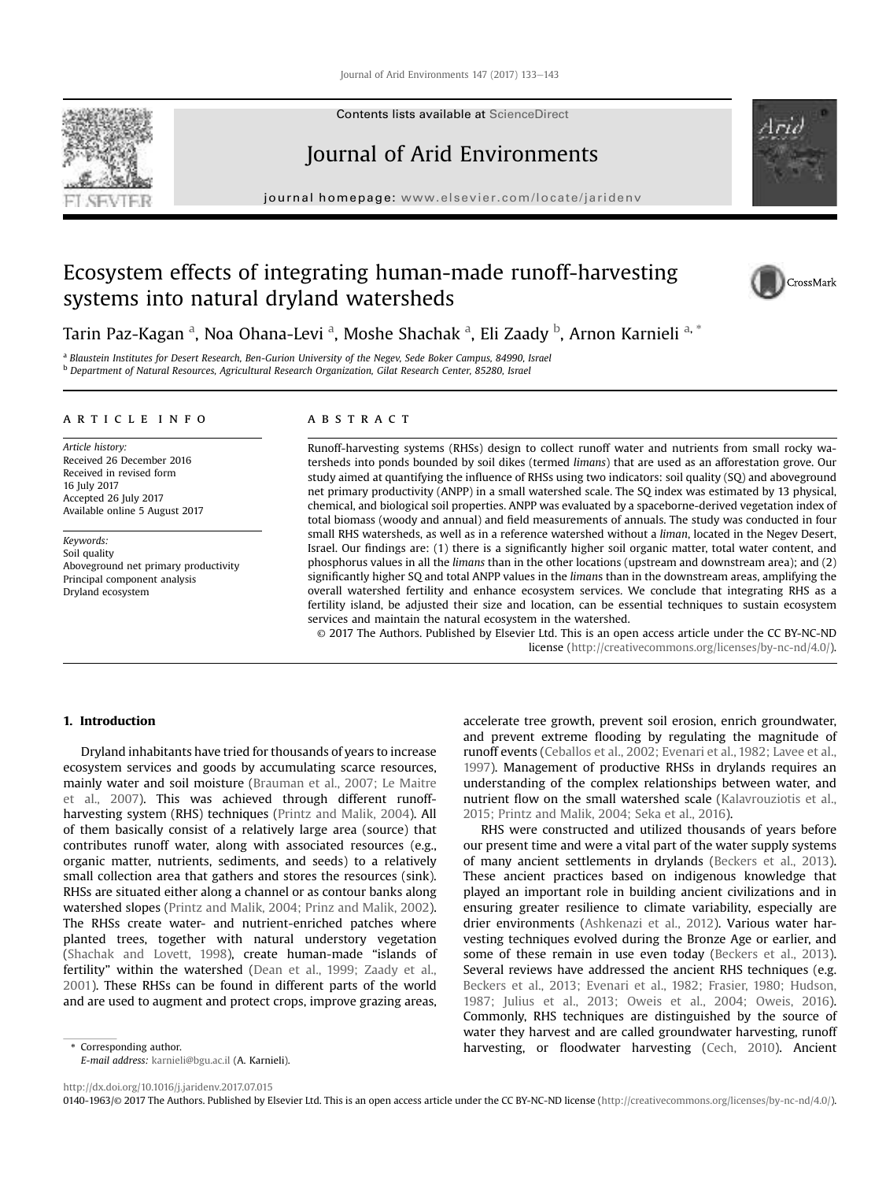# Ecosystem effects of integrating human-made runoff-harvesting systems into natural dryland watersheds

Tarin Paz-Kagan [a], Noa Ohana-Levi [a], Moshe Shachak [a], Eli Zaady [b], Arnon Karnieli [a, *]

[a] Blaustein Institutes for Desert Research, Ben-Gurion University of the Negev, Sede Boker Campus, 84990, Israel
[b] Department of Natural Resources, Agricultural Research Organization, Gilat Research Center, 85280, Israel

**ARTICLE INFO**

*Article history:*
Received 26 December 2016
Received in revised form 16 July 2017
Accepted 26 July 2017
Available online 5 August 2017

*Keywords:*
Soil quality
Aboveground net primary productivity
Principal component analysis
Dryland ecosystem

**ABSTRACT**

Runoff-harvesting systems (RHSs) design to collect runoff water and nutrients from small rocky watersheds into ponds bounded by soil dikes (termed *limans*) that are used as an afforestation grove. Our study aimed at quantifying the influence of RHSs using two indicators: soil quality (SQ) and aboveground net primary productivity (ANPP) in a small watershed scale. The SQ index was estimated by 13 physical, chemical, and biological soil properties. ANPP was evaluated by a spaceborne-derived vegetation index of total biomass (woody and annual) and field measurements of annuals. The study was conducted in four small RHS watersheds, as well as in a reference watershed without a *liman*, located in the Negev Desert, Israel. Our findings are: (1) there is a significantly higher soil organic matter, total water content, and phosphorus values in all the *limans* than in the other locations (upstream and downstream area); and (2) significantly higher SQ and total ANPP values in the *limans* than in the downstream areas, amplifying the overall watershed fertility and enhance ecosystem services. We conclude that integrating RHS as a fertility island, be adjusted their size and location, can be essential techniques to sustain ecosystem services and maintain the natural ecosystem in the watershed.

© 2017 The Authors. Published by Elsevier Ltd. This is an open access article under the CC BY-NC-ND license (http://creativecommons.org/licenses/by-nc-nd/4.0/).

## 1. Introduction

Dryland inhabitants have tried for thousands of years to increase ecosystem services and goods by accumulating scarce resources, mainly water and soil moisture (Brauman et al., 2007; Le Maitre et al., 2007). This was achieved through different runoff-harvesting system (RHS) techniques (Printz and Malik, 2004). All of them basically consist of a relatively large area (source) that contributes runoff water, along with associated resources (e.g., organic matter, nutrients, sediments, and seeds) to a relatively small collection area that gathers and stores the resources (sink). RHSs are situated either along a channel or as contour banks along watershed slopes (Printz and Malik, 2004; Prinz and Malik, 2002). The RHSs create water- and nutrient-enriched patches where planted trees, together with natural understory vegetation (Shachak and Lovett, 1998), create human-made "islands of fertility" within the watershed (Dean et al., 1999; Zaady et al., 2001). These RHSs can be found in different parts of the world and are used to augment and protect crops, improve grazing areas, accelerate tree growth, prevent soil erosion, enrich groundwater, and prevent extreme flooding by regulating the magnitude of runoff events (Ceballos et al., 2002; Evenari et al., 1982; Lavee et al., 1997). Management of productive RHSs in drylands requires an understanding of the complex relationships between water, and nutrient flow on the small watershed scale (Kalavrouziotis et al., 2015; Printz and Malik, 2004; Seka et al., 2016).

RHS were constructed and utilized thousands of years before our present time and were a vital part of the water supply systems of many ancient settlements in drylands (Beckers et al., 2013). These ancient practices based on indigenous knowledge that played an important role in building ancient civilizations and in ensuring greater resilience to climate variability, especially are drier environments (Ashkenazi et al., 2012). Various water harvesting techniques evolved during the Bronze Age or earlier, and some of these remain in use even today (Beckers et al., 2013). Several reviews have addressed the ancient RHS techniques (e.g. Beckers et al., 2013; Evenari et al., 1982; Frasier, 1980; Hudson, 1987; Julius et al., 2013; Oweis et al., 2004; Oweis, 2016). Commonly, RHS techniques are distinguished by the source of water they harvest and are called groundwater harvesting, runoff harvesting, or floodwater harvesting (Cech, 2010). Ancient

\* Corresponding author.
*E-mail address:* karnieli@bgu.ac.il (A. Karnieli).

http://dx.doi.org/10.1016/j.jaridenv.2017.07.015
0140-1963/© 2017 The Authors. Published by Elsevier Ltd. This is an open access article under the CC BY-NC-ND license (http://creativecommons.org/licenses/by-nc-nd/4.0/).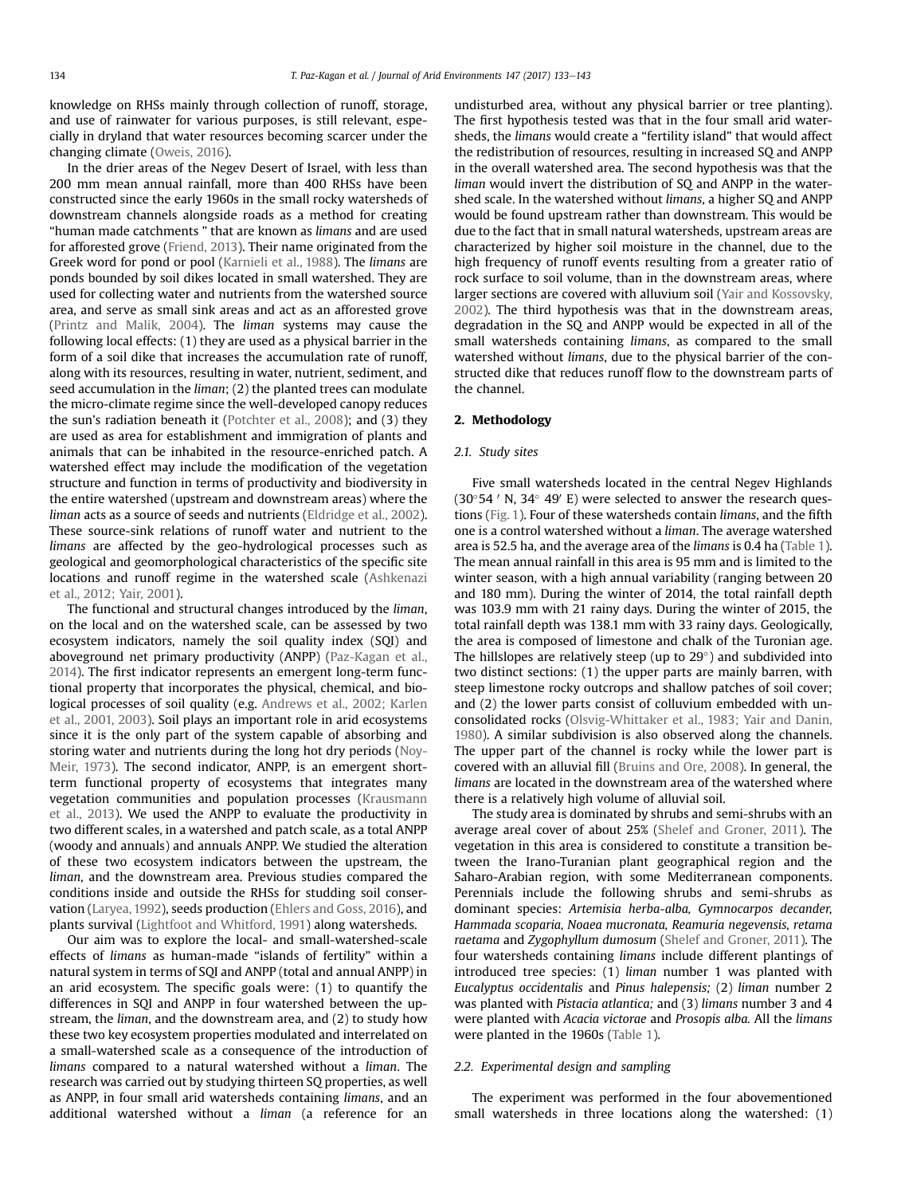knowledge on RHSs mainly through collection of runoff, storage, and use of rainwater for various purposes, is still relevant, especially in dryland that water resources becoming scarcer under the changing climate (Oweis, 2016).

In the drier areas of the Negev Desert of Israel, with less than 200 mm mean annual rainfall, more than 400 RHSs have been constructed since the early 1960s in the small rocky watersheds of downstream channels alongside roads as a method for creating "human made catchments " that are known as *limans* and are used for afforested grove (Friend, 2013). Their name originated from the Greek word for pond or pool (Karnieli et al., 1988). The *limans* are ponds bounded by soil dikes located in small watershed. They are used for collecting water and nutrients from the watershed source area, and serve as small sink areas and act as an afforested grove (Printz and Malik, 2004). The *liman* systems may cause the following local effects: (1) they are used as a physical barrier in the form of a soil dike that increases the accumulation rate of runoff, along with its resources, resulting in water, nutrient, sediment, and seed accumulation in the *liman*; (2) the planted trees can modulate the micro-climate regime since the well-developed canopy reduces the sun's radiation beneath it (Potchter et al., 2008); and (3) they are used as area for establishment and immigration of plants and animals that can be inhabited in the resource-enriched patch. A watershed effect may include the modification of the vegetation structure and function in terms of productivity and biodiversity in the entire watershed (upstream and downstream areas) where the *liman* acts as a source of seeds and nutrients (Eldridge et al., 2002). These source-sink relations of runoff water and nutrient to the *limans* are affected by the geo-hydrological processes such as geological and geomorphological characteristics of the specific site locations and runoff regime in the watershed scale (Ashkenazi et al., 2012; Yair, 2001).

The functional and structural changes introduced by the *liman*, on the local and on the watershed scale, can be assessed by two ecosystem indicators, namely the soil quality index (SQI) and aboveground net primary productivity (ANPP) (Paz-Kagan et al., 2014). The first indicator represents an emergent long-term functional property that incorporates the physical, chemical, and biological processes of soil quality (e.g. Andrews et al., 2002; Karlen et al., 2001, 2003). Soil plays an important role in arid ecosystems since it is the only part of the system capable of absorbing and storing water and nutrients during the long hot dry periods (Noy-Meir, 1973). The second indicator, ANPP, is an emergent short-term functional property of ecosystems that integrates many vegetation communities and population processes (Krausmann et al., 2013). We used the ANPP to evaluate the productivity in two different scales, in a watershed and patch scale, as a total ANPP (woody and annuals) and annuals ANPP. We studied the alteration of these two ecosystem indicators between the upstream, the *liman*, and the downstream area. Previous studies compared the conditions inside and outside the RHSs for studding soil conservation (Laryea, 1992), seeds production (Ehlers and Goss, 2016), and plants survival (Lightfoot and Whitford, 1991) along watersheds.

Our aim was to explore the local- and small-watershed-scale effects of *limans* as human-made "islands of fertility" within a natural system in terms of SQI and ANPP (total and annual ANPP) in an arid ecosystem. The specific goals were: (1) to quantify the differences in SQI and ANPP in four watershed between the upstream, the *liman*, and the downstream area, and (2) to study how these two key ecosystem properties modulated and interrelated on a small-watershed scale as a consequence of the introduction of *limans* compared to a natural watershed without a *liman*. The research was carried out by studying thirteen SQ properties, as well as ANPP, in four small arid watersheds containing *limans*, and an additional watershed without a *liman* (a reference for an undisturbed area, without any physical barrier or tree planting). The first hypothesis tested was that in the four small arid watersheds, the *limans* would create a "fertility island" that would affect the redistribution of resources, resulting in increased SQ and ANPP in the overall watershed area. The second hypothesis was that the *liman* would invert the distribution of SQ and ANPP in the watershed scale. In the watershed without *limans*, a higher SQ and ANPP would be found upstream rather than downstream. This would be due to the fact that in small natural watersheds, upstream areas are characterized by higher soil moisture in the channel, due to the high frequency of runoff events resulting from a greater ratio of rock surface to soil volume, than in the downstream areas, where larger sections are covered with alluvium soil (Yair and Kossovsky, 2002). The third hypothesis was that in the downstream areas, degradation in the SQ and ANPP would be expected in all of the small watersheds containing *limans*, as compared to the small watershed without *limans*, due to the physical barrier of the constructed dike that reduces runoff flow to the downstream parts of the channel.

## 2. Methodology

### 2.1. Study sites

Five small watersheds located in the central Negev Highlands (30°54 ′ N, 34° 49′ E) were selected to answer the research questions (Fig. 1). Four of these watersheds contain *limans*, and the fifth one is a control watershed without a *liman*. The average watershed area is 52.5 ha, and the average area of the *limans* is 0.4 ha (Table 1). The mean annual rainfall in this area is 95 mm and is limited to the winter season, with a high annual variability (ranging between 20 and 180 mm). During the winter of 2014, the total rainfall depth was 103.9 mm with 21 rainy days. During the winter of 2015, the total rainfall depth was 138.1 mm with 33 rainy days. Geologically, the area is composed of limestone and chalk of the Turonian age. The hillslopes are relatively steep (up to 29°) and subdivided into two distinct sections: (1) the upper parts are mainly barren, with steep limestone rocky outcrops and shallow patches of soil cover; and (2) the lower parts consist of colluvium embedded with unconsolidated rocks (Olsvig-Whittaker et al., 1983; Yair and Danin, 1980). A similar subdivision is also observed along the channels. The upper part of the channel is rocky while the lower part is covered with an alluvial fill (Bruins and Ore, 2008). In general, the *limans* are located in the downstream area of the watershed where there is a relatively high volume of alluvial soil.

The study area is dominated by shrubs and semi-shrubs with an average areal cover of about 25% (Shelef and Groner, 2011). The vegetation in this area is considered to constitute a transition between the Irano-Turanian plant geographical region and the Saharo-Arabian region, with some Mediterranean components. Perennials include the following shrubs and semi-shrubs as dominant species: *Artemisia herba-alba, Gymnocarpos decander, Hammada scoparia, Noaea mucronata, Reamuria negevensis, retama raetama* and *Zygophyllum dumosum* (Shelef and Groner, 2011). The four watersheds containing *limans* include different plantings of introduced tree species: (1) *liman* number 1 was planted with *Eucalyptus occidentalis* and *Pinus halepensis;* (2) *liman* number 2 was planted with *Pistacia atlantica;* and (3) *limans* number 3 and 4 were planted with *Acacia victorae* and *Prosopis alba.* All the *limans* were planted in the 1960s (Table 1).

### 2.2. Experimental design and sampling

The experiment was performed in the four abovementioned small watersheds in three locations along the watershed: (1)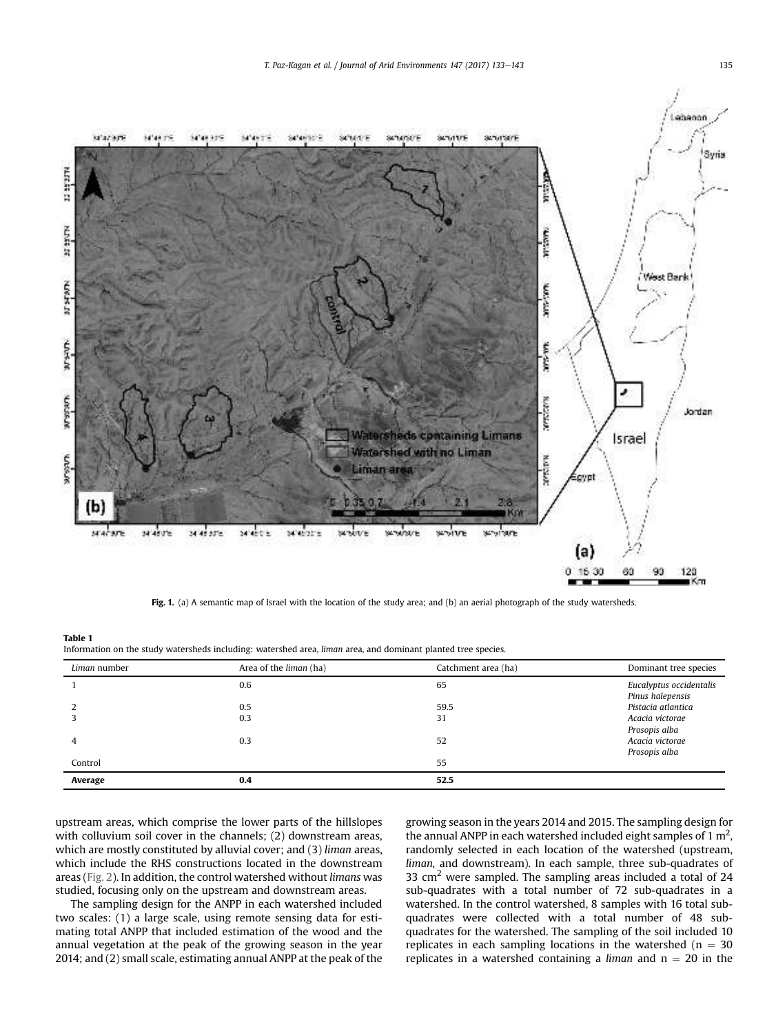Fig. 1. (a) A semantic map of Israel with the location of the study area; and (b) an aerial photograph of the study watersheds.

**Table 1**
Information on the study watersheds including: watershed area, *liman* area, and dominant planted tree species.

| *Liman* number | Area of the *liman* (ha) | Catchment area (ha) | Dominant tree species |
|---|---|---|---|
| 1 | 0.6 | 65 | *Eucalyptus occidentalis* *Pinus halepensis* |
| 2 | 0.5 | 59.5 | *Pistacia atlantica* |
| 3 | 0.3 | 31 | *Acacia victorae* *Prosopis alba* |
| 4 | 0.3 | 52 | *Acacia victorae* *Prosopis alba* |
| Control | | 55 | |
| **Average** | **0.4** | **52.5** | |

upstream areas, which comprise the lower parts of the hillslopes with colluvium soil cover in the channels; (2) downstream areas, which are mostly constituted by alluvial cover; and (3) *liman* areas, which include the RHS constructions located in the downstream areas (Fig. 2). In addition, the control watershed without *limans* was studied, focusing only on the upstream and downstream areas.

The sampling design for the ANPP in each watershed included two scales: (1) a large scale, using remote sensing data for estimating total ANPP that included estimation of the wood and the annual vegetation at the peak of the growing season in the year 2014; and (2) small scale, estimating annual ANPP at the peak of the growing season in the years 2014 and 2015. The sampling design for the annual ANPP in each watershed included eight samples of 1 $m^2$, randomly selected in each location of the watershed (upstream, *liman*, and downstream). In each sample, three sub-quadrates of 33 $cm^2$ were sampled. The sampling areas included a total of 24 sub-quadrates with a total number of 72 sub-quadrates in a watershed. In the control watershed, 8 samples with 16 total sub-quadrates were collected with a total number of 48 sub-quadrates for the watershed. The sampling of the soil included 10 replicates in each sampling locations in the watershed ($n = 30$ replicates in a watershed containing a *liman* and $n = 20$ in the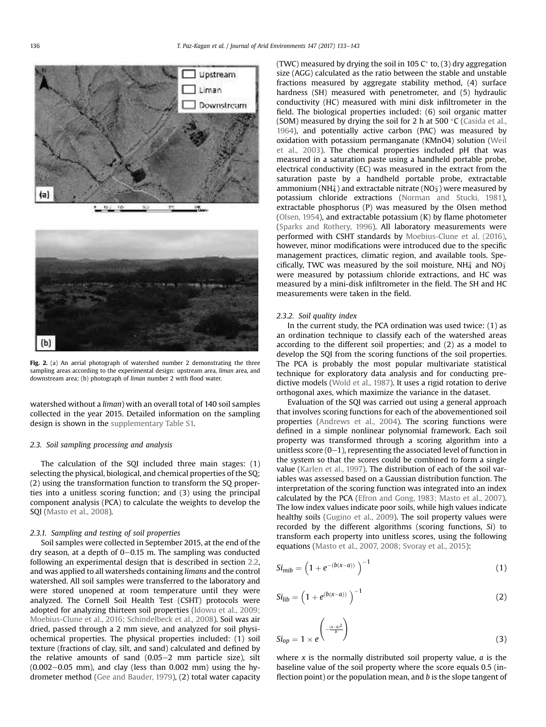Fig. 2. (a) An aerial photograph of watershed number 2 demonstrating the three sampling areas according to the experimental design: upstream area, *liman* area, and downstream area; (b) photograph of *liman* number 2 with flood water.

watershed without a *liman*) with an overall total of 140 soil samples collected in the year 2015. Detailed information on the sampling design is shown in the supplementary Table S1.

### 2.3. Soil sampling processing and analysis

The calculation of the SQI included three main stages: (1) selecting the physical, biological, and chemical properties of the SQ; (2) using the transformation function to transform the SQ properties into a unitless scoring function; and (3) using the principal component analysis (PCA) to calculate the weights to develop the SQI (Masto et al., 2008).

#### 2.3.1. Sampling and testing of soil properties

Soil samples were collected in September 2015, at the end of the dry season, at a depth of 0–0.15 m. The sampling was conducted following an experimental design that is described in section 2.2, and was applied to all watersheds containing *limans* and the control watershed. All soil samples were transferred to the laboratory and were stored unopened at room temperature until they were analyzed. The Cornell Soil Health Test (CSHT) protocols were adopted for analyzing thirteen soil properties (Idowu et al., 2009; Moebius-Clune et al., 2016; Schindelbeck et al., 2008). Soil was air dried, passed through a 2 mm sieve, and analyzed for soil physiochemical properties. The physical properties included: (1) soil texture (fractions of clay, silt, and sand) calculated and defined by the relative amounts of sand (0.05–2 mm particle size), silt (0.002–0.05 mm), and clay (less than 0.002 mm) using the hydrometer method (Gee and Bauder, 1979), (2) total water capacity (TWC) measured by drying the soil in 105 C° to, (3) dry aggregation size (AGG) calculated as the ratio between the stable and unstable fractions measured by aggregate stability method, (4) surface hardness (SH) measured with penetrometer, and (5) hydraulic conductivity (HC) measured with mini disk infiltrometer in the field. The biological properties included: (6) soil organic matter (SOM) measured by drying the soil for 2 h at 500 °C (Casida et al., 1964), and potentially active carbon (PAC) was measured by oxidation with potassium permanganate (KMnO4) solution (Weil et al., 2003). The chemical properties included pH that was measured in a saturation paste using a handheld portable probe, electrical conductivity (EC) was measured in the extract from the saturation paste by a handheld portable probe, extractable ammonium ($NH_4^+$) and extractable nitrate ($NO_3^-$) were measured by potassium chloride extractions (Norman and Stucki, 1981), extractable phosphorus (P) was measured by the Olsen method (Olsen, 1954), and extractable potassium (K) by flame photometer (Sparks and Rothery, 1996). All laboratory measurements were performed with CSHT standards by Moebius-Clune et al. (2016), however, minor modifications were introduced due to the specific management practices, climatic region, and available tools. Specifically, TWC was measured by the soil moisture, $NH_4^+$ and $NO_3^-$ were measured by potassium chloride extractions, and HC was measured by a mini-disk infiltrometer in the field. The SH and HC measurements were taken in the field.

#### 2.3.2. Soil quality index

In the current study, the PCA ordination was used twice: (1) as an ordination technique to classify each of the watershed areas according to the different soil properties; and (2) as a model to develop the SQI from the scoring functions of the soil properties. The PCA is probably the most popular multivariate statistical technique for exploratory data analysis and for conducting predictive models (Wold et al., 1987). It uses a rigid rotation to derive orthogonal axes, which maximize the variance in the dataset.

Evaluation of the SQI was carried out using a general approach that involves scoring functions for each of the abovementioned soil properties (Andrews et al., 2004). The scoring functions were defined in a simple nonlinear polynomial framework. Each soil property was transformed through a scoring algorithm into a unitless score (0–1), representing the associated level of function in the system so that the scores could be combined to form a single value (Karlen et al., 1997). The distribution of each of the soil variables was assessed based on a Gaussian distribution function. The interpretation of the scoring function was integrated into an index calculated by the PCA (Efron and Gong, 1983; Masto et al., 2007). The low index values indicate poor soils, while high values indicate healthy soils (Gugino et al., 2009). The soil property values were recorded by the different algorithms (scoring functions, *Si*) to transform each property into unitless scores, using the following equations (Masto et al., 2007, 2008; Svoray et al., 2015):

$$Si_{mib} = \left(1 + e^{-(b(x-a))}\right)^{-1} \tag{1}$$

$$Si_{lib} = \left(1 + e^{(b(x-a))}\right)^{-1} \tag{2}$$

$$Si_{op} = 1 \times e^{\left(-\frac{(x-a)^2}{b}\right)} \tag{3}$$

where $x$ is the normally distributed soil property value, $a$ is the baseline value of the soil property where the score equals 0.5 (inflection point) or the population mean, and $b$ is the slope tangent of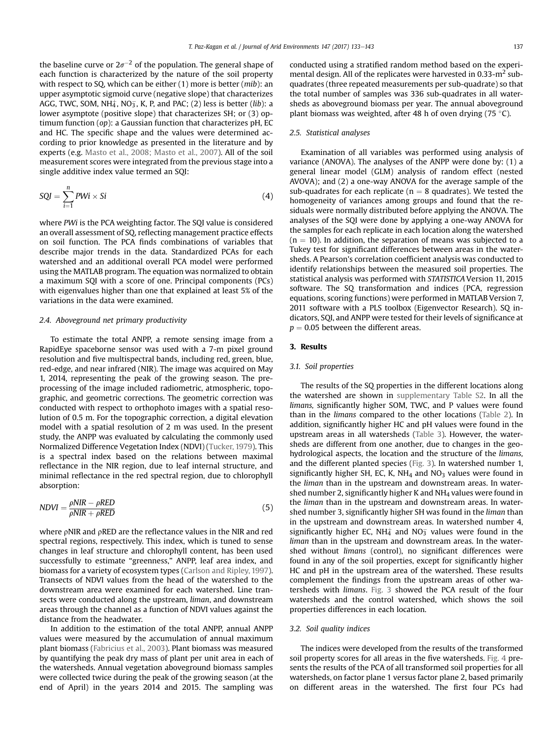the baseline curve or $2\sigma^{-2}$ of the population. The general shape of each function is characterized by the nature of the soil property with respect to SQ, which can be either (1) more is better (*mib*): an upper asymptotic sigmoid curve (negative slope) that characterizes AGG, TWC, SOM, $NH_4^+$, $NO_3^-$, K, P, and PAC; (2) less is better (*lib*): a lower asymptote (positive slope) that characterizes SH; or (3) optimum function (*op*): a Gaussian function that characterizes pH, EC and HC. The specific shape and the values were determined according to prior knowledge as presented in the literature and by experts (e.g. Masto et al., 2008; Masto et al., 2007). All of the soil measurement scores were integrated from the previous stage into a single additive index value termed an SQI:

$$SQI = \sum_{i=1}^{n} PWi \times Si \tag{4}$$

where *PWi* is the PCA weighting factor. The SQI value is considered an overall assessment of SQ, reflecting management practice effects on soil function. The PCA finds combinations of variables that describe major trends in the data. Standardized PCAs for each watershed and an additional overall PCA model were performed using the MATLAB program. The equation was normalized to obtain a maximum SQI with a score of one. Principal components (PCs) with eigenvalues higher than one that explained at least 5% of the variations in the data were examined.

### 2.4. Aboveground net primary productivity

To estimate the total ANPP, a remote sensing image from a RapidEye spaceborne sensor was used with a 7-m pixel ground resolution and five multispectral bands, including red, green, blue, red-edge, and near infrared (NIR). The image was acquired on May 1, 2014, representing the peak of the growing season. The preprocessing of the image included radiometric, atmospheric, topographic, and geometric corrections. The geometric correction was conducted with respect to orthophoto images with a spatial resolution of 0.5 m. For the topographic correction, a digital elevation model with a spatial resolution of 2 m was used. In the present study, the ANPP was evaluated by calculating the commonly used Normalized Difference Vegetation Index (NDVI) (Tucker, 1979). This is a spectral index based on the relations between maximal reflectance in the NIR region, due to leaf internal structure, and minimal reflectance in the red spectral region, due to chlorophyll absorption:

$$NDVI = \frac{\rho NIR - \rho RED}{\rho NIR + \rho RED} \tag{5}$$

where ρNIR and ρRED are the reflectance values in the NIR and red spectral regions, respectively. This index, which is tuned to sense changes in leaf structure and chlorophyll content, has been used successfully to estimate "greenness," ANPP, leaf area index, and biomass for a variety of ecosystem types (Carlson and Ripley, 1997). Transects of NDVI values from the head of the watershed to the downstream area were examined for each watershed. Line transects were conducted along the upstream, *liman*, and downstream areas through the channel as a function of NDVI values against the distance from the headwater.

In addition to the estimation of the total ANPP, annual ANPP values were measured by the accumulation of annual maximum plant biomass (Fabricius et al., 2003). Plant biomass was measured by quantifying the peak dry mass of plant per unit area in each of the watersheds. Annual vegetation aboveground biomass samples were collected twice during the peak of the growing season (at the end of April) in the years 2014 and 2015. The sampling was conducted using a stratified random method based on the experimental design. All of the replicates were harvested in 0.33-$m^2$ sub-quadrates (three repeated measurements per sub-quadrate) so that the total number of samples was 336 sub-quadrates in all watersheds as aboveground biomass per year. The annual aboveground plant biomass was weighted, after 48 h of oven drying (75 °C).

### 2.5. Statistical analyses

Examination of all variables was performed using analysis of variance (ANOVA). The analyses of the ANPP were done by: (1) a general linear model (GLM) analysis of random effect (nested AVOVA); and (2) a one-way ANOVA for the average sample of the sub-quadrates for each replicate ($n = 8$ quadrates). We tested the homogeneity of variances among groups and found that the residuals were normally distributed before applying the ANOVA. The analyses of the SQI were done by applying a one-way ANOVA for the samples for each replicate in each location along the watershed ($n = 10$). In addition, the separation of means was subjected to a Tukey test for significant differences between areas in the watersheds. A Pearson's correlation coefficient analysis was conducted to identify relationships between the measured soil properties. The statistical analysis was performed with *STATISTICA* Version 11, 2015 software. The SQ transformation and indices (PCA, regression equations, scoring functions) were performed in MATLAB Version 7, 2011 software with a PLS toolbox (Eigenvector Research). SQ indicators, SQI, and ANPP were tested for their levels of significance at $p = 0.05$ between the different areas.

## 3. Results

### 3.1. Soil properties

The results of the SQ properties in the different locations along the watershed are shown in supplementary Table S2. In all the *limans,* significantly higher SOM, TWC, and P values were found than in the *limans* compared to the other locations (Table 2). In addition, significantly higher HC and pH values were found in the upstream areas in all watersheds (Table 3). However, the watersheds are different from one another, due to changes in the geohydrological aspects, the location and the structure of the *limans,* and the different planted species (Fig. 3). In watershed number 1, significantly higher SH, EC, K, $NH_4$ and $NO_3$ values were found in the *liman* than in the upstream and downstream areas. In watershed number 2, significantly higher K and $NH_4$ values were found in the *liman* than in the upstream and downstream areas. In watershed number 3, significantly higher SH was found in the *liman* than in the upstream and downstream areas. In watershed number 4, significantly higher EC, $NH_4^+$ and $NO_3^-$ values were found in the *liman* than in the upstream and downstream areas. In the watershed without *limans* (control), no significant differences were found in any of the soil properties, except for significantly higher HC and pH in the upstream area of the watershed. These results complement the findings from the upstream areas of other watersheds with *limans*. Fig. 3 showed the PCA result of the four watersheds and the control watershed, which shows the soil properties differences in each location.

### 3.2. Soil quality indices

The indices were developed from the results of the transformed soil property scores for all areas in the five watersheds. Fig. 4 presents the results of the PCA of all transformed soil properties for all watersheds, on factor plane 1 versus factor plane 2, based primarily on different areas in the watershed. The first four PCs had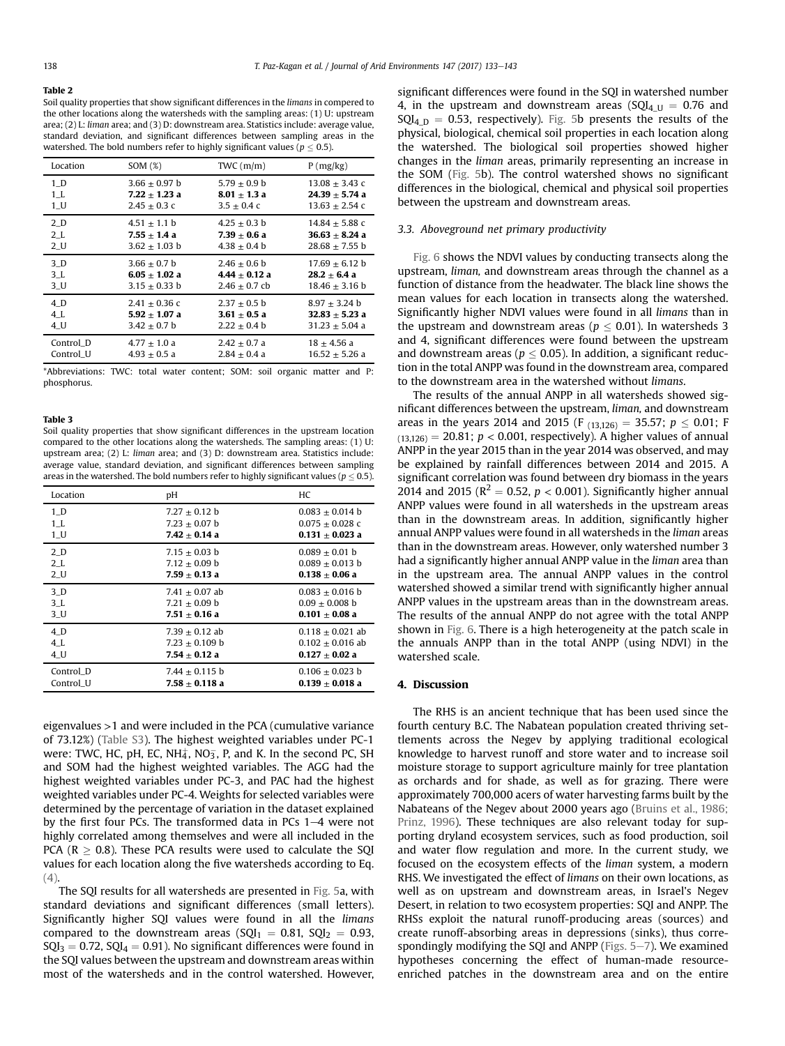**Table 2**

Soil quality properties that show significant differences in the *limans* in compered to the other locations along the watersheds with the sampling areas: (1) U: upstream area; (2) L: *liman* area; and (3) D: downstream area. Statistics include: average value, standard deviation, and significant differences between sampling areas in the watershed. The bold numbers refer to highly significant values ($p \leq 0.5$).

| Location | SOM (%) | TWC (m/m) | P (mg/kg) |
|---|---|---|---|
| 1_D | 3.66 ± 0.97 b | 5.79 ± 0.9 b | 13.08 ± 3.43 c |
| 1_L | **7.22 ± 1.23 a** | **8.01 ± 1.3 a** | **24.39 ± 5.74 a** |
| 1_U | 2.45 ± 0.3 c | 3.5 ± 0.4 c | 13.63 ± 2.54 c |
| 2_D | 4.51 ± 1.1 b | 4.25 ± 0.3 b | 14.84 ± 5.88 c |
| 2_L | **7.55 ± 1.4 a** | **7.39 ± 0.6 a** | **36.63 ± 8.24 a** |
| 2_U | 3.62 ± 1.03 b | 4.38 ± 0.4 b | 28.68 ± 7.55 b |
| 3_D | 3.66 ± 0.7 b | 2.46 ± 0.6 b | 17.69 ± 6.12 b |
| 3_L | **6.05 ± 1.02 a** | **4.44 ± 0.12 a** | **28.2 ± 6.4 a** |
| 3_U | 3.15 ± 0.33 b | 2.46 ± 0.7 cb | 18.46 ± 3.16 b |
| 4_D | 2.41 ± 0.36 c | 2.37 ± 0.5 b | 8.97 ± 3.24 b |
| 4_L | **5.92 ± 1.07 a** | **3.61 ± 0.5 a** | **32.83 ± 5.23 a** |
| 4_U | 3.42 ± 0.7 b | 2.22 ± 0.4 b | 31.23 ± 5.04 a |
| Control_D | 4.77 ± 1.0 a | 2.42 ± 0.7 a | 18 ± 4.56 a |
| Control_U | 4.93 ± 0.5 a | 2.84 ± 0.4 a | 16.52 ± 5.26 a |

*Abbreviations: TWC: total water content; SOM: soil organic matter and P: phosphorus.

**Table 3**

Soil quality properties that show significant differences in the upstream location compared to the other locations along the watersheds. The sampling areas: (1) U: upstream area; (2) L: *liman* area; and (3) D: downstream area. Statistics include: average value, standard deviation, and significant differences between sampling areas in the watershed. The bold numbers refer to highly significant values ($p \leq 0.5$).

| Location | pH | HC |
|---|---|---|
| 1_D | 7.27 ± 0.12 b | 0.083 ± 0.014 b |
| 1_L | 7.23 ± 0.07 b | 0.075 ± 0.028 c |
| 1_U | **7.42 ± 0.14 a** | **0.131 ± 0.023 a** |
| 2_D | 7.15 ± 0.03 b | 0.089 ± 0.01 b |
| 2_L | 7.12 ± 0.09 b | 0.089 ± 0.013 b |
| 2_U | **7.59 ± 0.13 a** | **0.138 ± 0.06 a** |
| 3_D | 7.41 ± 0.07 ab | 0.083 ± 0.016 b |
| 3_L | 7.21 ± 0.09 b | 0.09 ± 0.008 b |
| 3_U | **7.51 ± 0.16 a** | **0.101 ± 0.08 a** |
| 4_D | 7.39 ± 0.12 ab | 0.118 ± 0.021 ab |
| 4_L | 7.23 ± 0.109 b | 0.102 ± 0.016 ab |
| 4_U | **7.54 ± 0.12 a** | **0.127 ± 0.02 a** |
| Control_D | 7.44 ± 0.115 b | 0.106 ± 0.023 b |
| Control_U | **7.58 ± 0.118 a** | **0.139 ± 0.018 a** |

eigenvalues >1 and were included in the PCA (cumulative variance of 73.12%) (Table S3). The highest weighted variables under PC-1 were: TWC, HC, pH, EC, $NH_4^+$, $NO_3^-$, P, and K. In the second PC, SH and SOM had the highest weighted variables. The AGG had the highest weighted variables under PC-3, and PAC had the highest weighted variables under PC-4. Weights for selected variables were determined by the percentage of variation in the dataset explained by the first four PCs. The transformed data in PCs 1–4 were not highly correlated among themselves and were all included in the PCA ($R \geq 0.8$). These PCA results were used to calculate the SQI values for each location along the five watersheds according to Eq. (4).

The SQI results for all watersheds are presented in Fig. 5a, with standard deviations and significant differences (small letters). Significantly higher SQI values were found in all the *limans* compared to the downstream areas ($SQI_1 = 0.81$, $SQI_2 = 0.93$, $SQI_3 = 0.72$, $SQI_4 = 0.91$). No significant differences were found in the SQI values between the upstream and downstream areas within most of the watersheds and in the control watershed. However, significant differences were found in the SQI in watershed number 4, in the upstream and downstream areas ($SQI_{4\_U} = 0.76$ and $SQI_{4\_D} = 0.53$, respectively). Fig. 5b presents the results of the physical, biological, chemical soil properties in each location along the watershed. The biological soil properties showed higher changes in the *liman* areas, primarily representing an increase in the SOM (Fig. 5b). The control watershed shows no significant differences in the biological, chemical and physical soil properties between the upstream and downstream areas.

### 3.3. Aboveground net primary productivity

Fig. 6 shows the NDVI values by conducting transects along the upstream, *liman,* and downstream areas through the channel as a function of distance from the headwater. The black line shows the mean values for each location in transects along the watershed. Significantly higher NDVI values were found in all *limans* than in the upstream and downstream areas ($p \leq 0.01$). In watersheds 3 and 4, significant differences were found between the upstream and downstream areas ($p \leq 0.05$). In addition, a significant reduction in the total ANPP was found in the downstream area, compared to the downstream area in the watershed without *limans*.

The results of the annual ANPP in all watersheds showed significant differences between the upstream, *liman,* and downstream areas in the years 2014 and 2015 ($F_{(13,126)} = 35.57$; $p \leq 0.01$; $F_{(13,126)} = 20.81$; $p < 0.001$, respectively). A higher values of annual ANPP in the year 2015 than in the year 2014 was observed, and may be explained by rainfall differences between 2014 and 2015. A significant correlation was found between dry biomass in the years 2014 and 2015 ($R^2 = 0.52$, $p < 0.001$). Significantly higher annual ANPP values were found in all watersheds in the upstream areas than in the downstream areas. In addition, significantly higher annual ANPP values were found in all watersheds in the *liman* areas than in the downstream areas. However, only watershed number 3 had a significantly higher annual ANPP value in the *liman* area than in the upstream area. The annual ANPP values in the control watershed showed a similar trend with significantly higher annual ANPP values in the upstream areas than in the downstream areas. The results of the annual ANPP do not agree with the total ANPP shown in Fig. 6. There is a high heterogeneity at the patch scale in the annuals ANPP than in the total ANPP (using NDVI) in the watershed scale.

## 4. Discussion

The RHS is an ancient technique that has been used since the fourth century B.C. The Nabatean population created thriving settlements across the Negev by applying traditional ecological knowledge to harvest runoff and store water and to increase soil moisture storage to support agriculture mainly for tree plantation as orchards and for shade, as well as for grazing. There were approximately 700,000 acers of water harvesting farms built by the Nabateans of the Negev about 2000 years ago (Bruins et al., 1986; Prinz, 1996). These techniques are also relevant today for supporting dryland ecosystem services, such as food production, soil and water flow regulation and more. In the current study, we focused on the ecosystem effects of the *liman* system, a modern RHS. We investigated the effect of *limans* on their own locations, as well as on upstream and downstream areas, in Israel's Negev Desert, in relation to two ecosystem properties: SQI and ANPP. The RHSs exploit the natural runoff-producing areas (sources) and create runoff-absorbing areas in depressions (sinks), thus correspondingly modifying the SQI and ANPP (Figs. 5–7). We examined hypotheses concerning the effect of human-made resource-enriched patches in the downstream area and on the entire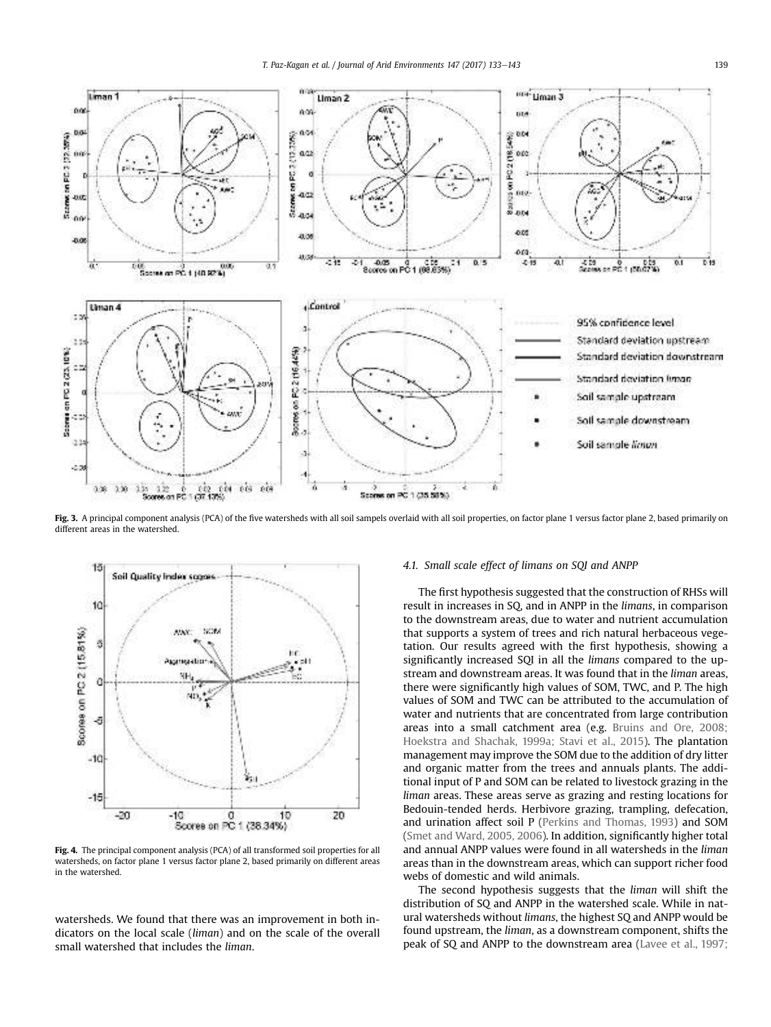**Fig. 3.** A principal component analysis (PCA) of the five watersheds with all soil sampels overlaid with all soil properties, on factor plane 1 versus factor plane 2, based primarily on different areas in the watershed.

**Fig. 4.** The principal component analysis (PCA) of all transformed soil properties for all watersheds, on factor plane 1 versus factor plane 2, based primarily on different areas in the watershed.

watersheds. We found that there was an improvement in both indicators on the local scale (*liman*) and on the scale of the overall small watershed that includes the *liman*.

### 4.1. Small scale effect of limans on SQI and ANPP

The first hypothesis suggested that the construction of RHSs will result in increases in SQ, and in ANPP in the *limans*, in comparison to the downstream areas, due to water and nutrient accumulation that supports a system of trees and rich natural herbaceous vegetation. Our results agreed with the first hypothesis, showing a significantly increased SQI in all the *limans* compared to the upstream and downstream areas. It was found that in the *liman* areas, there were significantly high values of SOM, TWC, and P. The high values of SOM and TWC can be attributed to the accumulation of water and nutrients that are concentrated from large contribution areas into a small catchment area (e.g. Bruins and Ore, 2008; Hoekstra and Shachak, 1999a; Stavi et al., 2015). The plantation management may improve the SOM due to the addition of dry litter and organic matter from the trees and annuals plants. The additional input of P and SOM can be related to livestock grazing in the *liman* areas. These areas serve as grazing and resting locations for Bedouin-tended herds. Herbivore grazing, trampling, defecation, and urination affect soil P (Perkins and Thomas, 1993) and SOM (Smet and Ward, 2005, 2006). In addition, significantly higher total and annual ANPP values were found in all watersheds in the *liman* areas than in the downstream areas, which can support richer food webs of domestic and wild animals.

The second hypothesis suggests that the *liman* will shift the distribution of SQ and ANPP in the watershed scale. While in natural watersheds without *limans*, the highest SQ and ANPP would be found upstream, the *liman*, as a downstream component, shifts the peak of SQ and ANPP to the downstream area (Lavee et al., 1997;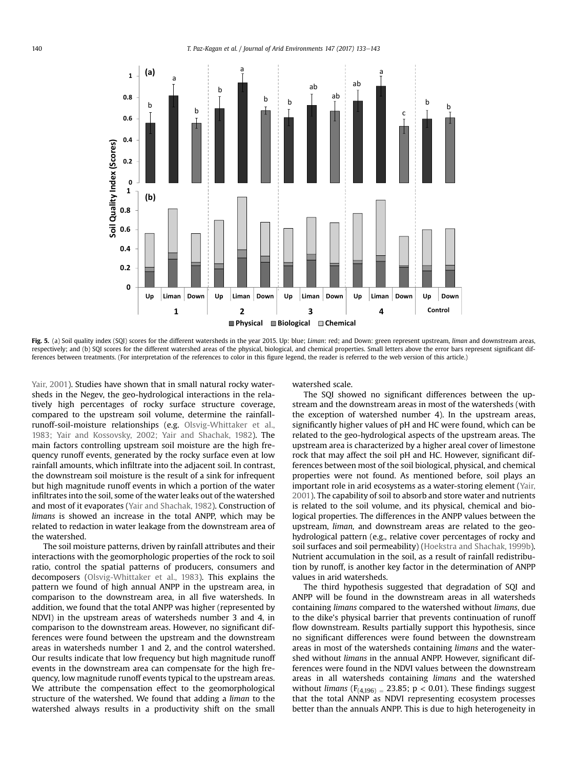(a)

1
0.8
0.6
0.4
0.2
0

Soil Quality Index (Scores)

b a b b a b b ab ab ab a c b b

(b)

1
0.8
0.6
0.4
0.2
0

Up Liman Down Up Liman Down Up Liman Down Up Liman Down Up Down

1 2 3 4 Control

Physical Biological Chemical

**Fig. 5.** (a) Soil quality index (SQI) scores for the different watersheds in the year 2015. Up: blue; *Liman*: red; and Down: green represent upstream, *liman* and downstream areas, respectively; and (b) SQI scores for the different watershed areas of the physical, biological, and chemical properties. Small letters above the error bars represent significant differences between treatments. (For interpretation of the references to color in this figure legend, the reader is referred to the web version of this article.)

Yair, 2001). Studies have shown that in small natural rocky watersheds in the Negev, the geo-hydrological interactions in the relatively high percentages of rocky surface structure coverage, compared to the upstream soil volume, determine the rainfall-runoff-soil-moisture relationships (e.g. Olsvig-Whittaker et al., 1983; Yair and Kossovsky, 2002; Yair and Shachak, 1982). The main factors controlling upstream soil moisture are the high frequency runoff events, generated by the rocky surface even at low rainfall amounts, which infiltrate into the adjacent soil. In contrast, the downstream soil moisture is the result of a sink for infrequent but high magnitude runoff events in which a portion of the water infiltrates into the soil, some of the water leaks out of the watershed and most of it evaporates (Yair and Shachak, 1982). Construction of *limans* is showed an increase in the total ANPP, which may be related to redaction in water leakage from the downstream area of the watershed.

The soil moisture patterns, driven by rainfall attributes and their interactions with the geomorphologic properties of the rock to soil ratio, control the spatial patterns of producers, consumers and decomposers (Olsvig-Whittaker et al., 1983). This explains the pattern we found of high annual ANPP in the upstream area, in comparison to the downstream area, in all five watersheds. In addition, we found that the total ANPP was higher (represented by NDVI) in the upstream areas of watersheds number 3 and 4, in comparison to the downstream areas. However, no significant differences were found between the upstream and the downstream areas in watersheds number 1 and 2, and the control watershed. Our results indicate that low frequency but high magnitude runoff events in the downstream area can compensate for the high frequency, low magnitude runoff events typical to the upstream areas. We attribute the compensation effect to the geomorphological structure of the watershed. We found that adding a *liman* to the watershed always results in a productivity shift on the small watershed scale.

The SQI showed no significant differences between the upstream and the downstream areas in most of the watersheds (with the exception of watershed number 4). In the upstream areas, significantly higher values of pH and HC were found, which can be related to the geo-hydrological aspects of the upstream areas. The upstream area is characterized by a higher areal cover of limestone rock that may affect the soil pH and HC. However, significant differences between most of the soil biological, physical, and chemical properties were not found. As mentioned before, soil plays an important role in arid ecosystems as a water-storing element (Yair, 2001). The capability of soil to absorb and store water and nutrients is related to the soil volume, and its physical, chemical and biological properties. The differences in the ANPP values between the upstream, *liman,* and downstream areas are related to the geo-hydrological pattern (e.g., relative cover percentages of rocky and soil surfaces and soil permeability) (Hoekstra and Shachak, 1999b). Nutrient accumulation in the soil, as a result of rainfall redistribution by runoff, is another key factor in the determination of ANPP values in arid watersheds.

The third hypothesis suggested that degradation of SQI and ANPP will be found in the downstream areas in all watersheds containing *limans* compared to the watershed without *limans*, due to the dike's physical barrier that prevents continuation of runoff flow downstream. Results partially support this hypothesis, since no significant differences were found between the downstream areas in most of the watersheds containing *limans* and the watershed without *limans* in the annual ANPP. However, significant differences were found in the NDVI values between the downstream areas in all watersheds containing *limans* and the watershed without *limans* ($F_{(4,196)} = 23.85$; $p < 0.01$). These findings suggest that the total ANNP as NDVI representing ecosystem processes better than the annuals ANPP. This is due to high heterogeneity in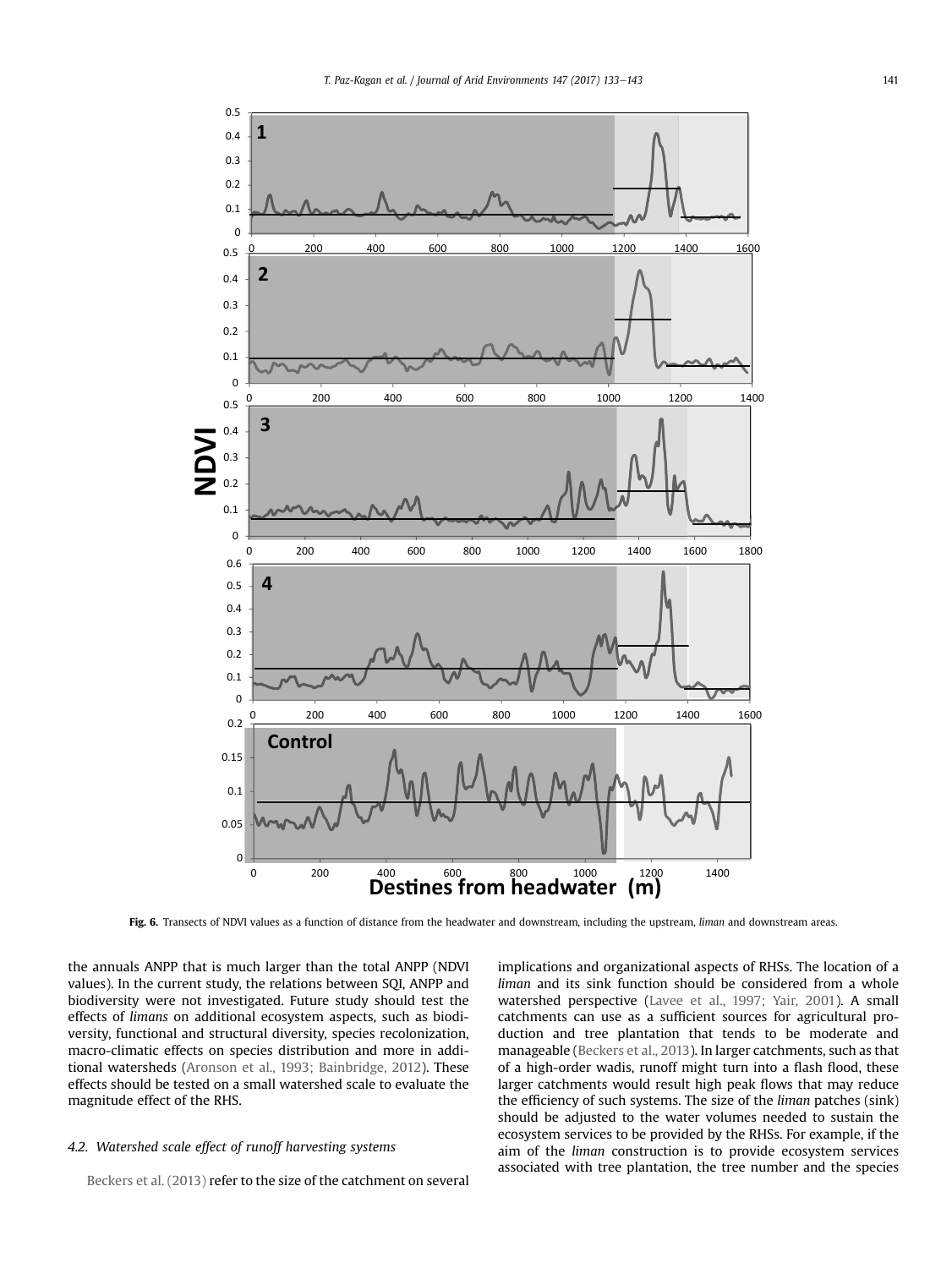**Fig. 6.** Transects of NDVI values as a function of distance from the headwater and downstream, including the upstream, *liman* and downstream areas.

the annuals ANPP that is much larger than the total ANPP (NDVI values). In the current study, the relations between SQI, ANPP and biodiversity were not investigated. Future study should test the effects of *limans* on additional ecosystem aspects, such as biodiversity, functional and structural diversity, species recolonization, macro-climatic effects on species distribution and more in additional watersheds (Aronson et al., 1993; Bainbridge, 2012). These effects should be tested on a small watershed scale to evaluate the magnitude effect of the RHS.

### 4.2. Watershed scale effect of runoff harvesting systems

Beckers et al. (2013) refer to the size of the catchment on several implications and organizational aspects of RHSs. The location of a *liman* and its sink function should be considered from a whole watershed perspective (Lavee et al., 1997; Yair, 2001). A small catchments can use as a sufficient sources for agricultural production and tree plantation that tends to be moderate and manageable (Beckers et al., 2013). In larger catchments, such as that of a high-order wadis, runoff might turn into a flash flood, these larger catchments would result high peak flows that may reduce the efficiency of such systems. The size of the *liman* patches (sink) should be adjusted to the water volumes needed to sustain the ecosystem services to be provided by the RHSs. For example, if the aim of the *liman* construction is to provide ecosystem services associated with tree plantation, the tree number and the species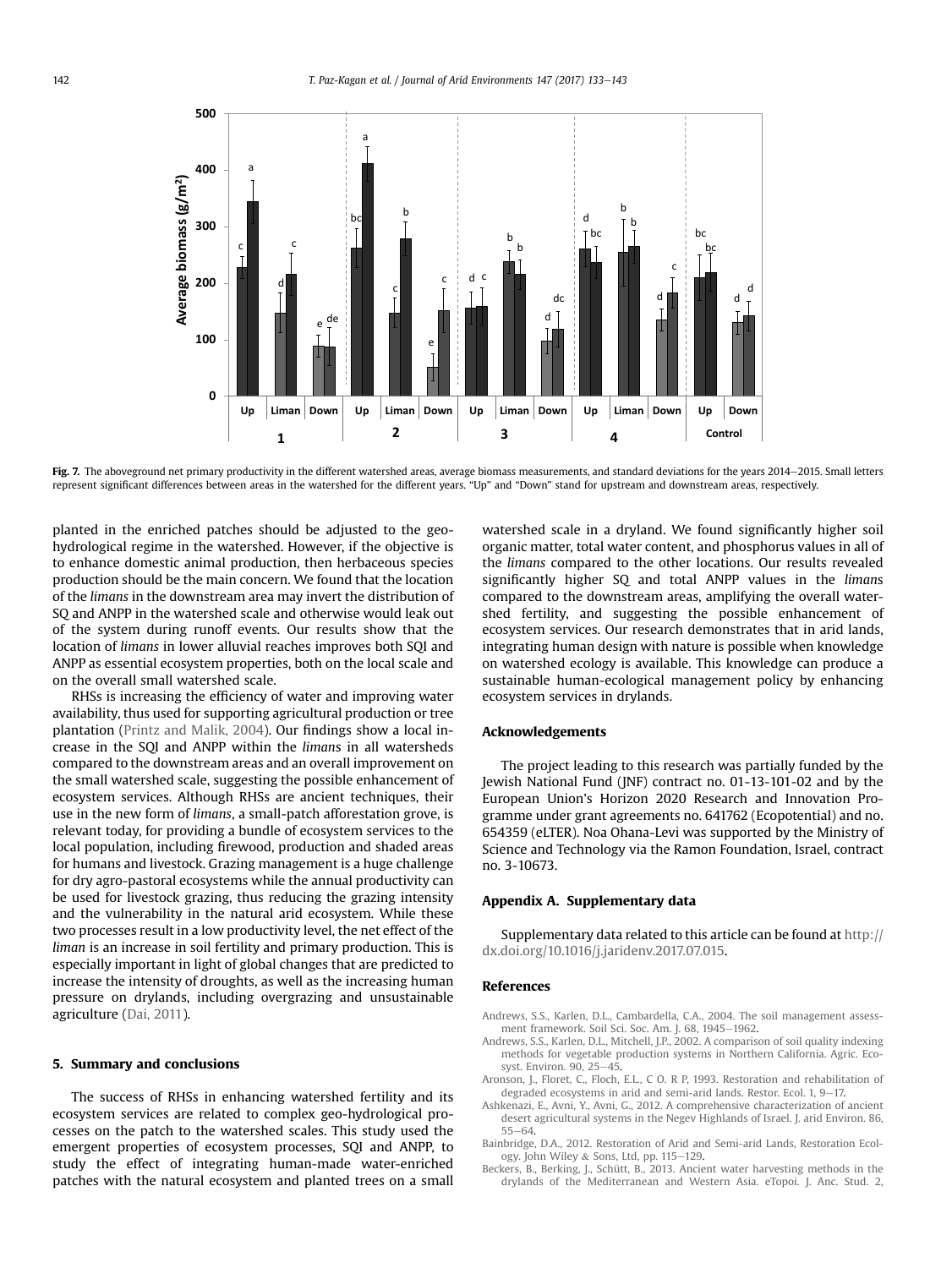500

400

300

200

100

0

Average biomass (g/m²)

a c a bc a b c c d e de c e b b d c dc d d bc b b c d bc bc d d

Up Liman Down Up Liman Down Up Liman Down Up Liman Down Up Down

1 2 3 4 Control

**Fig. 7.** The aboveground net primary productivity in the different watershed areas, average biomass measurements, and standard deviations for the years 2014–2015. Small letters represent significant differences between areas in the watershed for the different years. "Up" and "Down" stand for upstream and downstream areas, respectively.

planted in the enriched patches should be adjusted to the geo-hydrological regime in the watershed. However, if the objective is to enhance domestic animal production, then herbaceous species production should be the main concern. We found that the location of the *limans* in the downstream area may invert the distribution of SQ and ANPP in the watershed scale and otherwise would leak out of the system during runoff events. Our results show that the location of *limans* in lower alluvial reaches improves both SQI and ANPP as essential ecosystem properties, both on the local scale and on the overall small watershed scale.

RHSs is increasing the efficiency of water and improving water availability, thus used for supporting agricultural production or tree plantation (Printz and Malik, 2004). Our findings show a local increase in the SQI and ANPP within the *limans* in all watersheds compared to the downstream areas and an overall improvement on the small watershed scale, suggesting the possible enhancement of ecosystem services. Although RHSs are ancient techniques, their use in the new form of *limans*, a small-patch afforestation grove, is relevant today, for providing a bundle of ecosystem services to the local population, including firewood, production and shaded areas for humans and livestock. Grazing management is a huge challenge for dry agro-pastoral ecosystems while the annual productivity can be used for livestock grazing, thus reducing the grazing intensity and the vulnerability in the natural arid ecosystem. While these two processes result in a low productivity level, the net effect of the *liman* is an increase in soil fertility and primary production. This is especially important in light of global changes that are predicted to increase the intensity of droughts, as well as the increasing human pressure on drylands, including overgrazing and unsustainable agriculture (Dai, 2011).

## 5. Summary and conclusions

The success of RHSs in enhancing watershed fertility and its ecosystem services are related to complex geo-hydrological processes on the patch to the watershed scales. This study used the emergent properties of ecosystem processes, SQI and ANPP, to study the effect of integrating human-made water-enriched patches with the natural ecosystem and planted trees on a small watershed scale in a dryland. We found significantly higher soil organic matter, total water content, and phosphorus values in all of the *limans* compared to the other locations. Our results revealed significantly higher SQ and total ANPP values in the *limans* compared to the downstream areas, amplifying the overall watershed fertility, and suggesting the possible enhancement of ecosystem services. Our research demonstrates that in arid lands, integrating human design with nature is possible when knowledge on watershed ecology is available. This knowledge can produce a sustainable human-ecological management policy by enhancing ecosystem services in drylands.

## Acknowledgements

The project leading to this research was partially funded by the Jewish National Fund (JNF) contract no. 01-13-101-02 and by the European Union's Horizon 2020 Research and Innovation Programme under grant agreements no. 641762 (Ecopotential) and no. 654359 (eLTER). Noa Ohana-Levi was supported by the Ministry of Science and Technology via the Ramon Foundation, Israel, contract no. 3-10673.

## Appendix A. Supplementary data

Supplementary data related to this article can be found at http://dx.doi.org/10.1016/j.jaridenv.2017.07.015.

## References

Andrews, S.S., Karlen, D.L., Cambardella, C.A., 2004. The soil management assessment framework. Soil Sci. Soc. Am. J. 68, 1945–1962.

Andrews, S.S., Karlen, D.L., Mitchell, J.P., 2002. A comparison of soil quality indexing methods for vegetable production systems in Northern California. Agric. Ecosyst. Environ. 90, 25–45.

Aronson, J., Floret, C., Floch, E.L., C O. R P, 1993. Restoration and rehabilitation of degraded ecosystems in arid and semi-arid lands. Restor. Ecol. 1, 9–17.

Ashkenazi, E., Avni, Y., Avni, G., 2012. A comprehensive characterization of ancient desert agricultural systems in the Negev Highlands of Israel. J. arid Environ. 86, 55–64.

Bainbridge, D.A., 2012. Restoration of Arid and Semi-arid Lands, Restoration Ecology. John Wiley & Sons, Ltd, pp. 115–129.

Beckers, B., Berking, J., Schütt, B., 2013. Ancient water harvesting methods in the drylands of the Mediterranean and Western Asia. eTopoi. J. Anc. Stud. 2,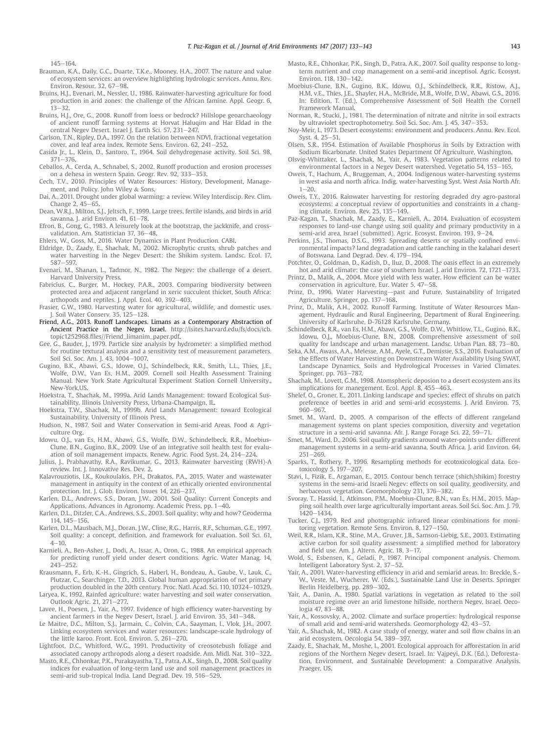145–164.

Brauman, K.A., Daily, G.C., Duarte, T.K.e., Mooney, H.A., 2007. The nature and value of ecosystem services: an overview highlighting hydrologic services. Annu. Rev. Environ. Resour. 32, 67–98.

Bruins, H.J., Evenari, M., Nessler, U., 1986. Rainwater-harvesting agriculture for food production in arid zones: the challenge of the African famine. Appl. Geogr. 6, 13–32.

Bruins, H.J., Ore, G., 2008. Runoff from loess or bedrock? Hillslope geoarchaeology of ancient runoff farming systems at Horvat Haluqim and Har Eldad in the central Negev Desert. Israel J. Earth Sci. 57, 231–247.

Carlson, T.N., Ripley, D.A., 1997. On the relation between NDVI, fractional vegetation cover, and leaf area index. Remote Sens. Environ. 62, 241–252.

Casida Jr., L., Klein, D., Santoro, T., 1964. Soil dehydrogenase activity. Soil Sci. 98, 371–376.

Ceballos, A., Cerda, A., Schnabel, S., 2002. Runoff production and erosion processes on a dehesa in western Spain. Geogr. Rev. 92, 333–353.

Cech, T.V., 2010. Principles of Water Resources: History, Development, Management, and Policy. John Wiley & Sons.

Dai, A., 2011. Drought under global warming: a review. Wiley Interdiscip. Rev. Clim. Change 2, 45–65.

Dean, W.R.J., Milton, S.J., Jeltsch, F., 1999. Large trees, fertile islands, and birds in arid savanna. J. arid Environ. 41, 61–78.

Efron, B., Gong, G., 1983. A leisurely look at the bootstrap, the jackknife, and cross-validation. Am. Statistician 37, 36–48.

Ehlers, W., Goss, M., 2016. Water Dynamics in Plant Production. CABI.

Eldridge, D., Zaady, E., Shachak, M., 2002. Microphytic crusts, shrub patches and water harvesting in the Negev Desert: the Shikim system. Landsc. Ecol. 17, 587–597.

Evenari, M., Shanan, L., Tadmor, N., 1982. The Negev: the challenge of a desert. Harvard University Press.

Fabricius, C., Burger, M., Hockey, P.A.R., 2003. Comparing biodiversity between protected area and adjacent rangeland in xeric succulent thicket, South Africa: arthopods and reptiles. J. Appl. Ecol. 40, 392–403.

Frasier, G.W., 1980. Harvesting water for agricultural, wildlife, and domestic uses. J. Soil Water Conserv. 35, 125–128.

Friend, A.G., 2013. Runoff Landscapes. Limans as a Contemporary Abstraction of Ancient Practice in the Negev, Israel. http://isites.harvard.edu/fs/docs/icb.topic1252968.files//Friend_limanim_paper.pdf.

Gee, G., Bauder, J., 1979. Particle size analysis by hydrometer: a simplified method for routine textural analysis and a sensitivity test of measurement parameters. Soil Sci. Soc. Am. J. 43, 1004–1007.

Gugino, B.K., Abawi, G.S., Idowe, O.J., Schindelbeck, R.R., Smith, L.L., Thies, J.E., Wolfe, D.W., Van Es, H.M., 2009. Cornell soil Health Assessment Training Manual. New York State Agricultural Experiment Station Cornell University., New-York,US.

Hoekstra, T., Shachak, M., 1999a. Arid Lands Management: toward Ecological Sustainability. Illinois University Press, Urbana-Champaign, IL.

Hoekstra, T.W., Shachak, M., 1999b. Arid Lands Management: toward Ecological Sustainability. University of Illinois Press.

Hudson, N., 1987. Soil and Water Conservation in Semi-arid Areas. Food & Agriculture Org.

Idowu, O.J., van Es, H.M., Abawi, G.S., Wolfe, D.W., Schindelbeck, R.R., Moebius-Clune, B.N., Gugino, B.K., 2009. Use of an integrative soil health test for evaluation of soil management impacts. Renew. Agric. Food Syst. 24, 214–224.

Julius, J., Prabhavathy, R.A., Ravikumar, G., 2013. Rainwater harvesting (RWH)-A review. Int. J. Innovative Res. Dev. 2.

Kalavrouziotis, I.K., Koukoulakis, P.H., Drakatos, P.A., 2015. Water and wastewater management in antiquity in the context of an ethically oriented environmental protection. Int. J. Glob. Environ. Issues 14, 226–237.

Karlen, D.L., Andrews, S.S., Doran, J.W., 2001. Soil Quality: Current Concepts and Applications, Advances in Agronomy. Academic Press, pp. 1–40.

Karlen, D.L., Ditzler, C.A., Andrews, S.S., 2003. Soil quality: why and how? Geoderma 114, 145–156.

Karlen, D.L., Mausbach, M.J., Doran, J.W., Cline, R.G., Harris, R.F., Schuman, G.E., 1997. Soil quality: a concept, definition, and framework for evaluation. Soil Sci. 61, 4–10.

Karnieli, A., Ben-Asher, J., Dodi, A., Issar, A., Oron, G., 1988. An empirical approach for predicting runoff yield under desert conditions. Agric. Water Manag. 14, 243–252.

Krausmann, F., Erb, K.-H., Gingrich, S., Haberl, H., Bondeau, A., Gaube, V., Lauk, C., Plutzar, C., Searchinger, T.D., 2013. Global human appropriation of net primary production doubled in the 20th century. Proc. Natl. Acad. Sci. 110, 10324–10329.

Laryea, K., 1992. Rainfed agriculture: water harvesting and soil water conservation. Outlook Agric. 21, 271–277.

Lavee, H., Poesen, J., Yair, A., 1997. Evidence of high efficiency water-harvesting by ancient farmers in the Negev Desert, Israel. J. arid Environ. 35, 341–348.

Le Maitre, D.C., Milton, S.J., Jarmain, C., Colvin, C.A., Saayman, I., Vlok, J.H., 2007. Linking ecosystem services and water resources: landscape-scale hydrology of the little karoo. Front. Ecol. Environ. 5, 261–270.

Lightfoot, D.C., Whitford, W.G., 1991. Productivity of creosotebush foliage and associated canopy arthropods along a desert roadside. Am. Midl. Nat. 310–322.

Masto, R.E., Chhonkar, P.K., Purakayastha, T.J., Patra, A.K., Singh, D., 2008. Soil quality indices for evaluation of long-term land use and soil management practices in semi-arid sub-tropical India. Land Degrad. Dev. 19, 516–529.

Masto, R.E., Chhonkar, P.K., Singh, D., Patra, A.K., 2007. Soil quality response to long-term nutrient and crop management on a semi-arid inceptisol. Agric. Ecosyst. Environ. 118, 130–142.

Moebius-Clune, B.N., Gugino, B.K., Idowu, O.J., Schindelbeck, R.R., Ristow, A.J., H.M, v.E., Thies, J.E., Shayler, H.A., McBride, M.B., Wolfe, D.W., Abawi, G.S., 2016. In: Edition, T. (Ed.), Comprehensive Assessment of Soil Health the Cornell Framework Manual.

Norman, R., Stucki, J., 1981. The determination of nitrate and nitrite in soil extracts by ultraviolet spectrophotometry. Soil Sci. Soc. Am. J. 45, 347–353.

Noy-Meir, I., 1973. Desert ecosystems: environment and producers. Annu. Rev. Ecol. Syst. 4, 25–51.

Olsen, S.R., 1954. Estimation of Available Phosphorus in Soils by Extraction with Sodium Bicarbonate. United States Department Of Agriculture, Washington.

Olsvig-Whittaker, L., Shachak, M., Yair, A., 1983. Vegetation patterns related to environmental factors in a Negev Desert watershed. Vegetatio 54, 153–165.

Oweis, T., Hachum, A., Bruggeman, A., 2004. Indigenous water-harvesting systems in west asia and north africa. Indig. water-harvesting Syst. West Asia North Afr. 1–20.

Oweis, T.Y., 2016. Rainwater harvesting for restoring degraded dry agro-pastoral ecosystems: a conceptual review of opportunities and constraints in a changing climate. Environ. Rev. 25, 135–149.

Paz-Kagan, T., Shachak, M., Zaady, E., Karnieli, A., 2014. Evaluation of ecosystem responses to land-use change using soil quality and primary productivity in a semi-arid area, Israel (submitted). Agric. Ecosyst. Environ. 193, 9–24.

Perkins, J.S., Thomas, D.S.G., 1993. Spreading deserts or spatially confined environmental impacts? land degradation and cattle ranching in the kalahari desert of Botswana. Land Degrad. Dev. 4, 179–194.

Potchter, O., Goldman, D., Kadish, D., Iluz, D., 2008. The oasis effect in an extremely hot and arid climate: the case of southern Israel. J. arid Environ. 72, 1721–1733.

Printz, D., Malik, A., 2004. More yield with less water. How efficient can be water conservation in agriculture. Eur. Water 5, 47–58.

Prinz, D., 1996. Water Harvesting—past and Future, Sustainability of Irrigated Agriculture. Springer, pp. 137–168.

Prinz, D., Malik, A.H., 2002. Runoff Farming. Institute of Water Resources Management, Hydraulic and Rural Engineering, Department of Rural Engineering. University of Karlsruhe, D-76128 Karlsruhe, Germany.

Schindelbeck, R.R., van Es, H.M., Abawi, G.S., Wolfe, D.W., Whitlow, T.L., Gugino, B.K., Idowu, O.J., Moebius-Clune, B.N., 2008. Comprehensive assessment of soil quality for landscape and urban management. Landsc. Urban Plan. 88, 73–80.

Seka, A.M., Awass, A.A., Melesse, A.M., Ayele, G.T., Demissie, S.S., 2016. Evaluation of the Effects of Water Harvesting on Downstream Water Availability Using SWAT, Landscape Dynamics, Soils and Hydrological Processes in Varied Climates. Springer, pp. 763–787.

Shachak, M., Lovett, G.M., 1998. Atomspheric deposion to a desert ecosystem ans its implications for manegement. Ecol. Appl. 8, 455–463.

Shelef, O., Groner, E., 2011. Linking landscape and species: effect of shrubs on patch preference of beetles in arid and semi-arid ecosystems. J. Arid Environ. 75, 960–967.

Smet, M., Ward, D., 2005. A comparison of the effects of different rangeland management systems on plant species composition, diversity and vegetation structure in a semi-arid savanna. Afr. J. Range Forage Sci. 22, 59–71.

Smet, M., Ward, D., 2006. Soil quality gradients around water-points under different management systems in a semi-arid savanna, South Africa. J. arid Environ. 64, 251–269.

Sparks, T., Rothery, P., 1996. Resampling methods for ecotoxicological data. Ecotoxicology 5, 197–207.

Stavi, I., Fizik, E., Argaman, E., 2015. Contour bench terrace (shich/shikim) forestry systems in the semi-arid Israeli Negev: effects on soil quality, geodiversity, and herbaceous vegetation. Geomorphology 231, 376–382.

Svoray, T., Hassid, I., Atkinson, P.M., Moebius-Clune, B.N., van Es, H.M., 2015. Mapping soil health over large agriculturally important areas. Soil Sci. Soc. Am. J. 79, 1420–1434.

Tucker, C.J., 1979. Red and photographic infrared linear combinations for monitoring vegetation. Remote Sens. Environ. 8, 127–150.

Weil, R.R., Islam, K.R., Stine, M.A., Gruver, J.B., Samson-Liebig, S.E., 2003. Estimating active carbon for soil quality assessment: a simplified method for laboratory and field use. Am. J. Altern. Agric. 18, 3–17.

Wold, S., Esbensen, K., Geladi, P., 1987. Principal component analysis. Chemom. Intelligent Laboratory Syst. 2, 37–52.

Yair, A., 2001. Water-harvesting efficiency in arid and semiarid areas. In: Breckle, S.-W., Veste, M., Wucherer, W. (Eds.), Sustainable Land Use in Deserts. Springer Berlin Heidelberg, pp. 289–302.

Yair, A., Danin, A., 1980. Spatial variations in vegetation as related to the soil moisture regime over an arid limestone hillside, northern Negev, Israel. Oecologia 47, 83–88.

Yair, A., Kossovsky, A., 2002. Climate and surface properties: hydrological response of small arid and semi-arid watersheds. Geomorphology 42, 43–57.

Yair, A., Shachak, M., 1982. A case study of energy, water and soil flow chains in an arid ecosystem. Oecologia 54, 389–397.

Zaady, E., Shachak, M., Moshe, I., 2001. Ecological approach for afforestation in arid regions of the Northern Negev desert, Israel. In: Vajpeyi, D.K. (Ed.), Deforestation, Environment, and Sustainable Development: a Comparative Analysis. Praeger, US.